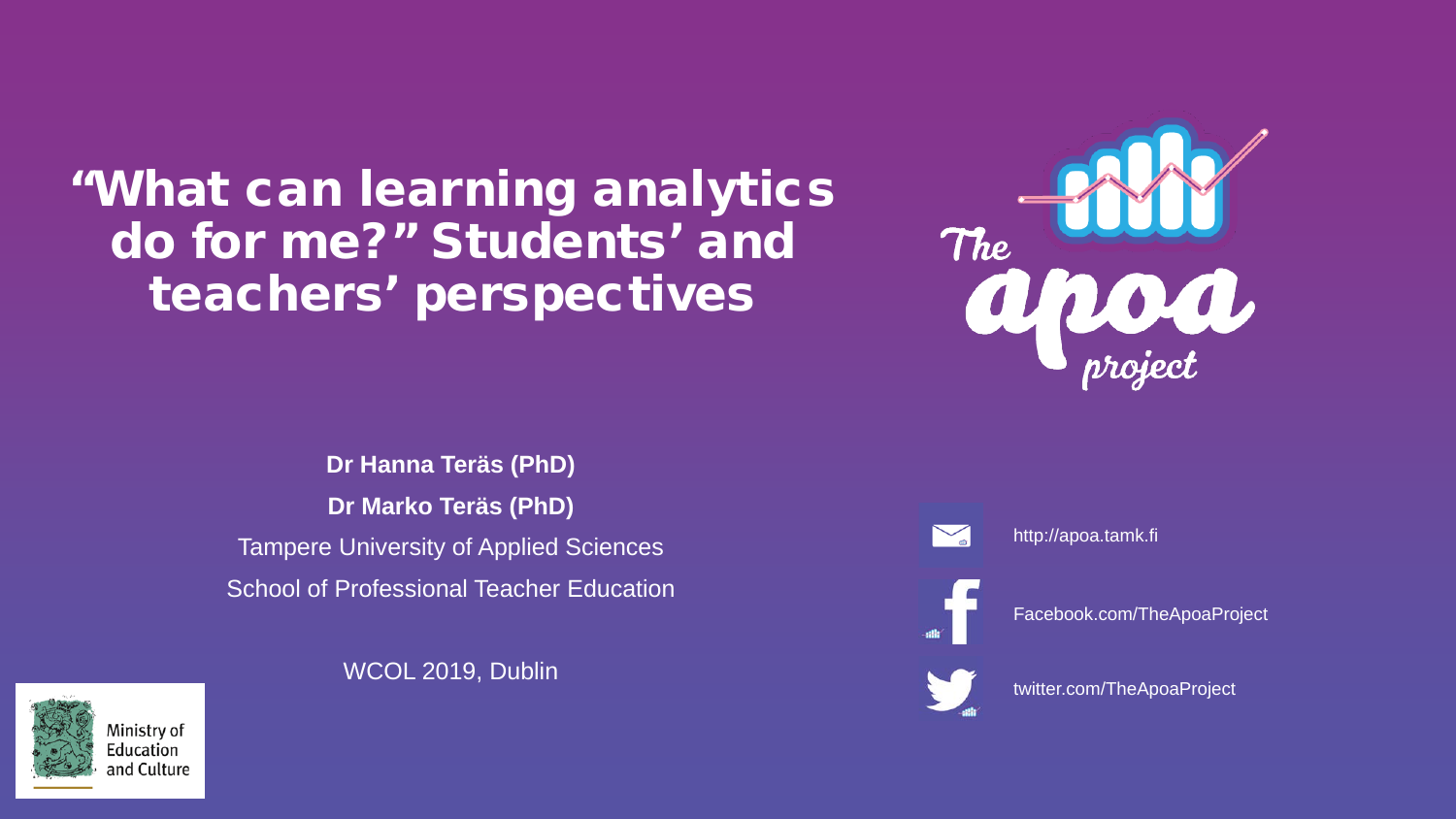# “What can learning analytics do for me?” Students’ and teachers’ perspectives

The apoa project

**Dr Hanna Teräs (PhD)**

**Dr Marko Teräs (PhD)**

Tampere University of Applied Sciences

School of Professional Teacher Education

WCOL 2019, Dublin

http://apoa.tamk.fi

Facebook.com/TheApoaProject

twitter.com/TheApoaProject

Ministry of Education and Culture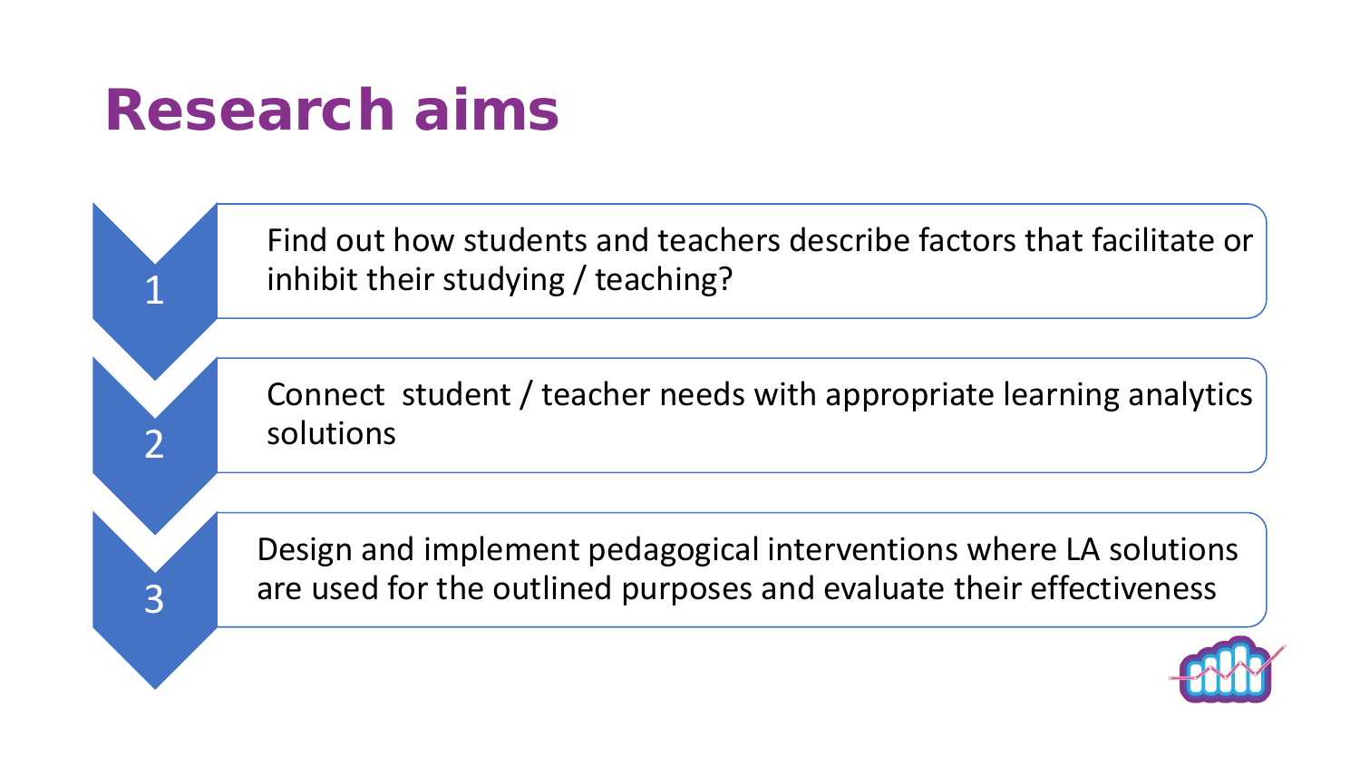# Research aims

1. Find out how students and teachers describe factors that facilitate or inhibit their studying / teaching?
2. Connect student / teacher needs with appropriate learning analytics solutions
3. Design and implement pedagogical interventions where LA solutions are used for the outlined purposes and evaluate their effectiveness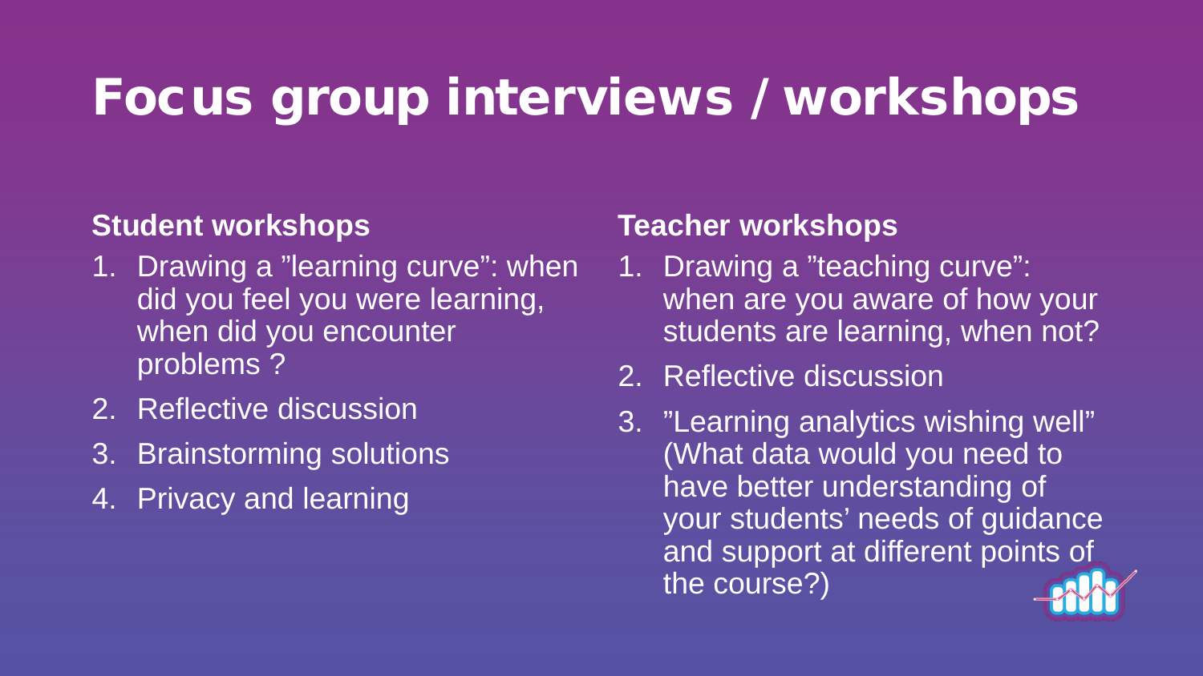# Focus group interviews / workshops

### Student workshops

1. Drawing a "learning curve": when did you feel you were learning, when did you encounter problems ?
2. Reflective discussion
3. Brainstorming solutions
4. Privacy and learning

### Teacher workshops

1. Drawing a "teaching curve": when are you aware of how your students are learning, when not?
2. Reflective discussion
3. "Learning analytics wishing well" (What data would you need to have better understanding of your students' needs of guidance and support at different points of the course?)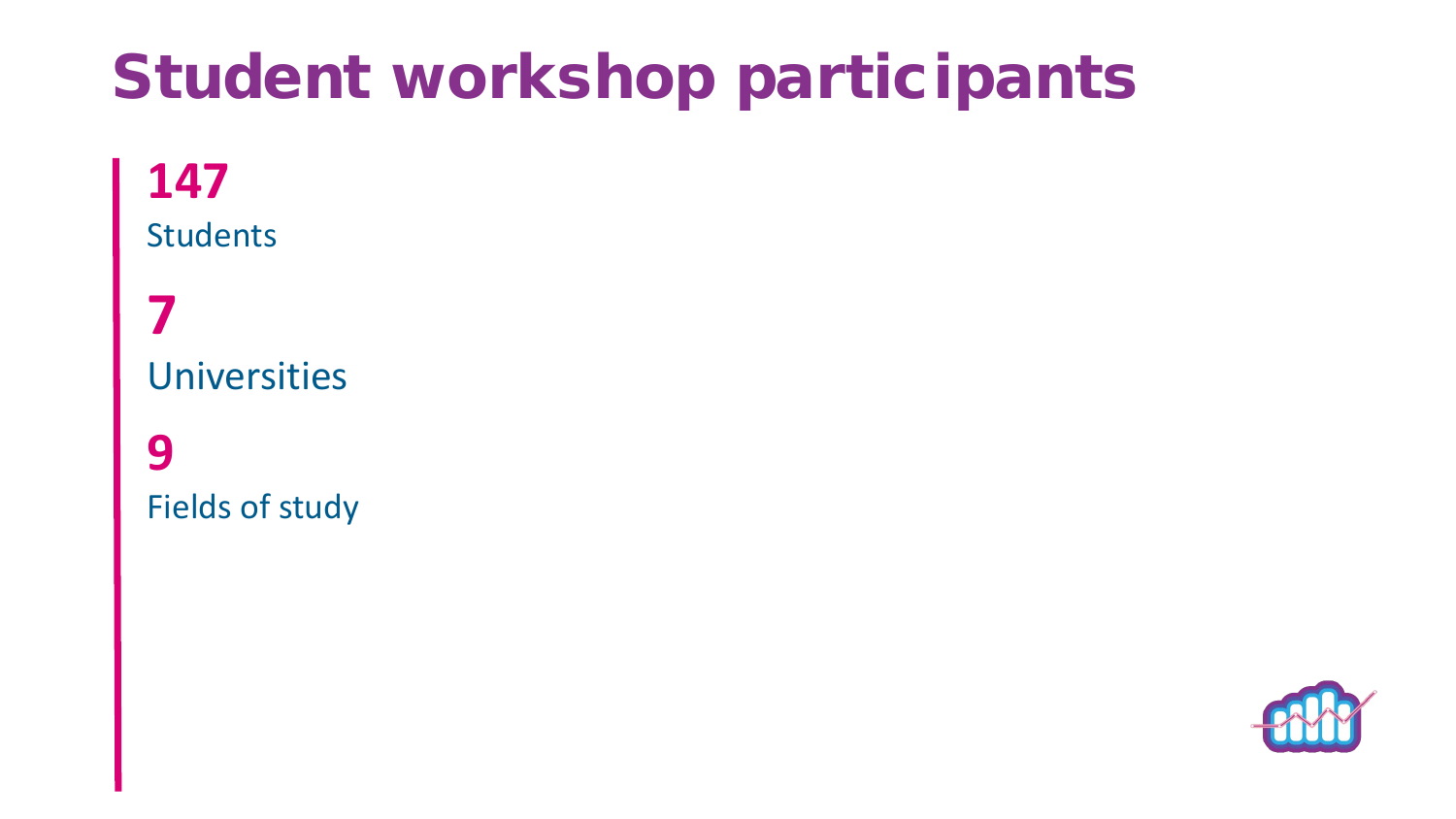# Student workshop participants

**147**
Students

**7**
Universities

**9**
Fields of study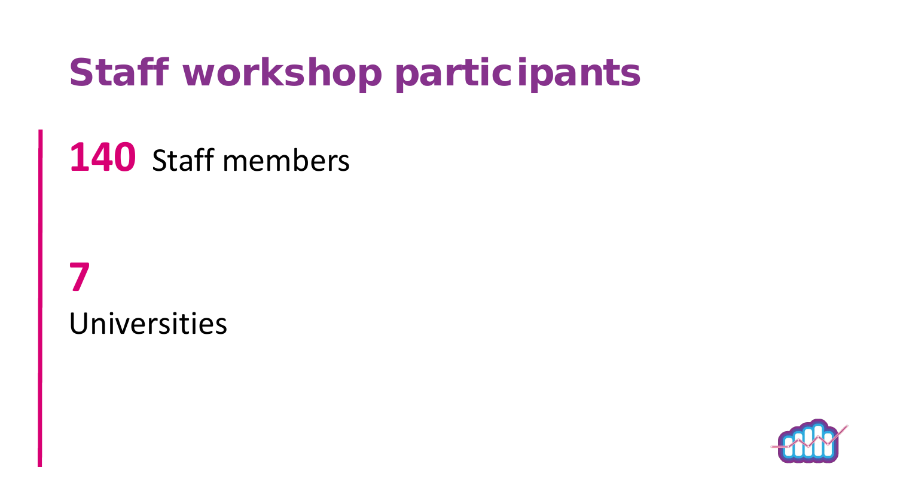# Staff workshop participants

**140** Staff members

**7**
Universities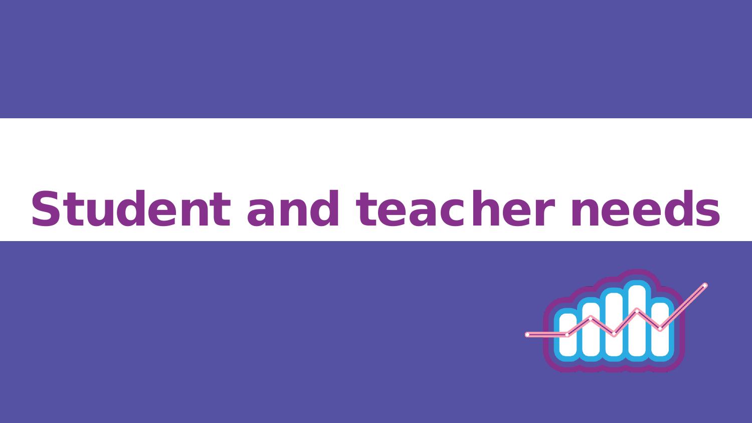# Student and teacher needs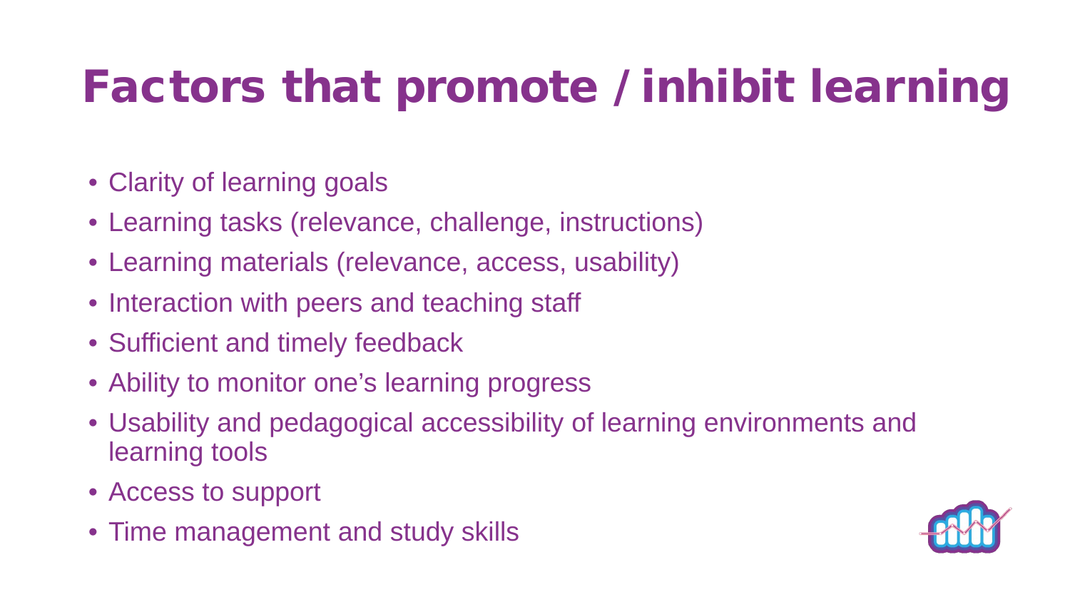# Factors that promote / inhibit learning

- Clarity of learning goals
- Learning tasks (relevance, challenge, instructions)
- Learning materials (relevance, access, usability)
- Interaction with peers and teaching staff
- Sufficient and timely feedback
- Ability to monitor one's learning progress
- Usability and pedagogical accessibility of learning environments and learning tools
- Access to support
- Time management and study skills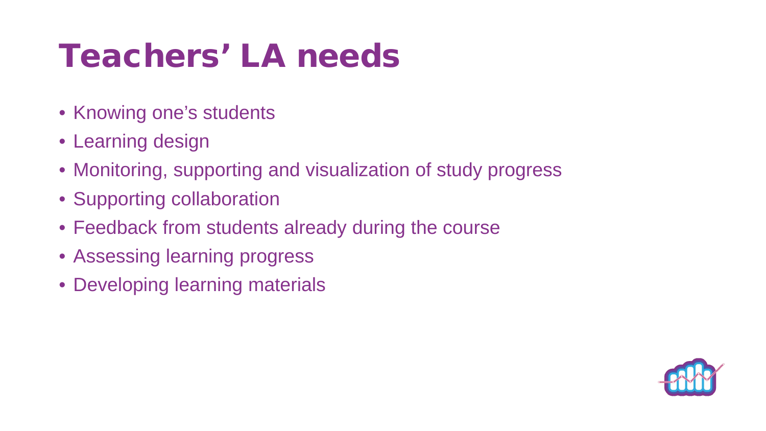# Teachers' LA needs

- Knowing one's students
- Learning design
- Monitoring, supporting and visualization of study progress
- Supporting collaboration
- Feedback from students already during the course
- Assessing learning progress
- Developing learning materials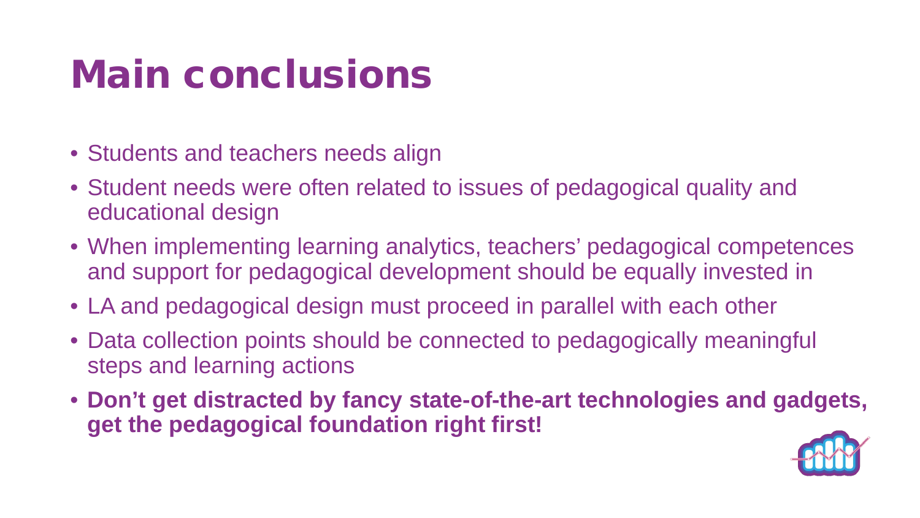# Main conclusions

- Students and teachers needs align
- Student needs were often related to issues of pedagogical quality and educational design
- When implementing learning analytics, teachers' pedagogical competences and support for pedagogical development should be equally invested in
- LA and pedagogical design must proceed in parallel with each other
- Data collection points should be connected to pedagogically meaningful steps and learning actions
- **Don't get distracted by fancy state-of-the-art technologies and gadgets, get the pedagogical foundation right first!**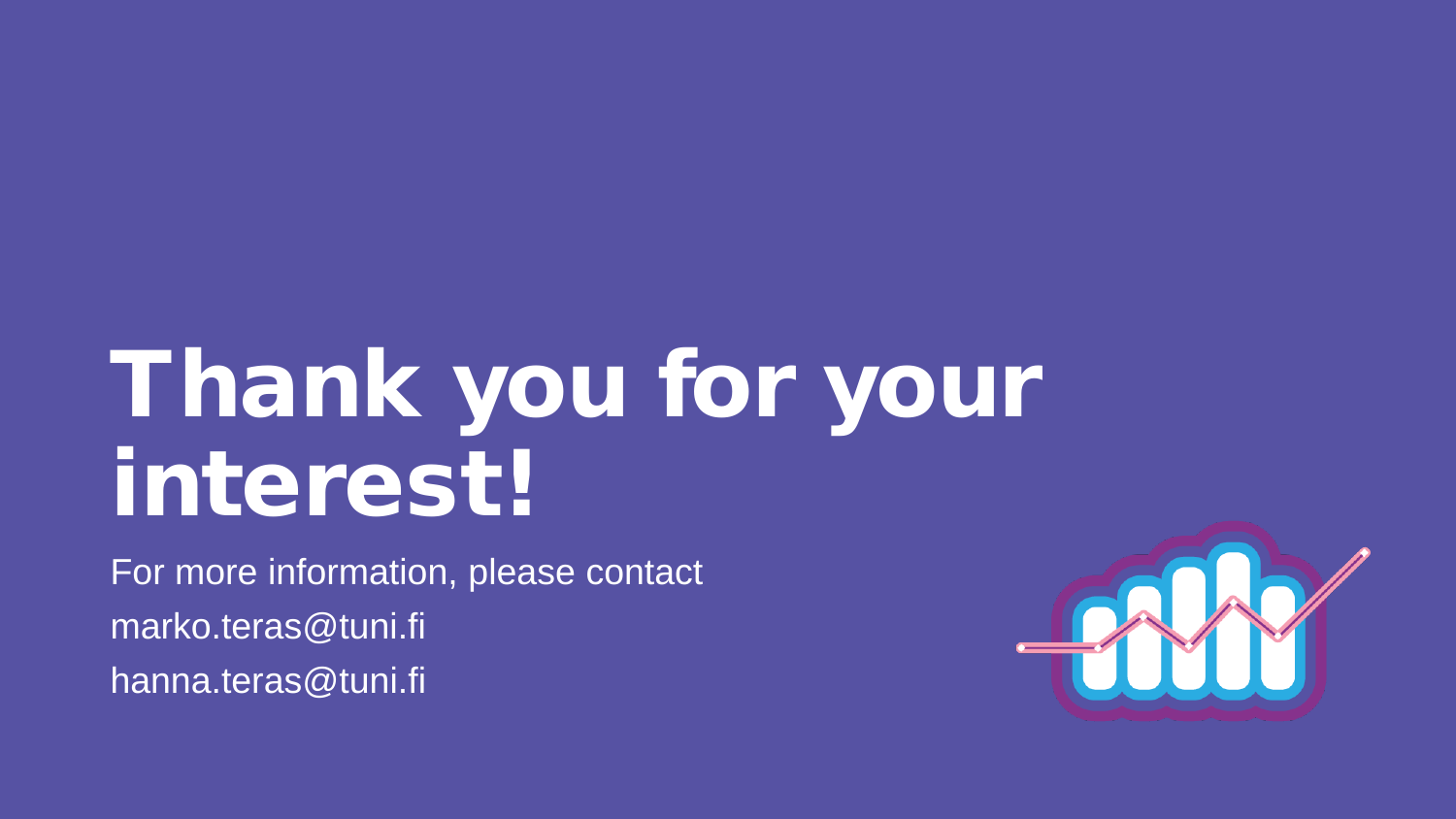# Thank you for your interest!

For more information, please contact

marko.teras@tuni.fi

hanna.teras@tuni.fi